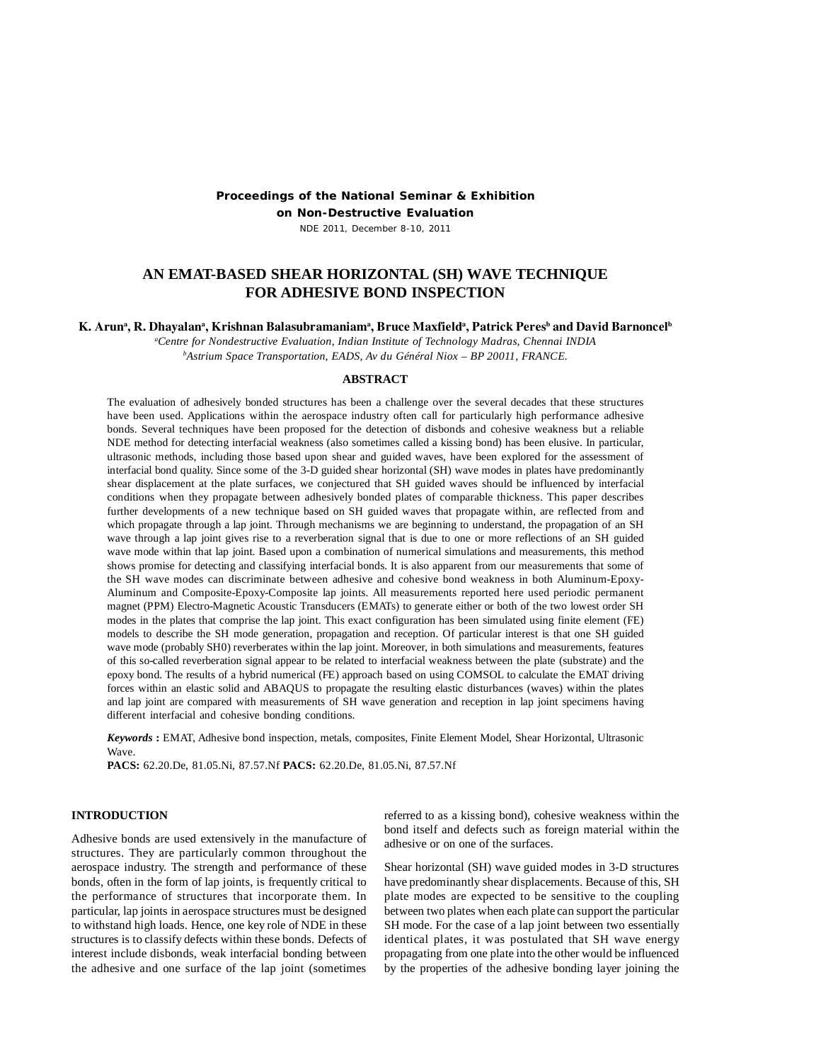**Proceedings of the National Seminar & Exhibition on Non-Destructive Evaluation**

NDE 2011, December 8-10, 2011

# AN EMAT-BASED SHEAR HORIZONTAL (SH) WAVE TECHNIQUE FOR ADHESIVE BOND INSPECTION

**K. Arun[a], R. Dhayalan[a], Krishnan Balasubramaniam[a], Bruce Maxfield[a], Patrick Peres[b] and David Barnoncel[b]**

[a]*Centre for Nondestructive Evaluation, Indian Institute of Technology Madras, Chennai INDIA*

[b]*Astrium Space Transportation, EADS, Av du Général Niox – BP 20011, FRANCE.*

## ABSTRACT

The evaluation of adhesively bonded structures has been a challenge over the several decades that these structures have been used. Applications within the aerospace industry often call for particularly high performance adhesive bonds. Several techniques have been proposed for the detection of disbonds and cohesive weakness but a reliable NDE method for detecting interfacial weakness (also sometimes called a kissing bond) has been elusive. In particular, ultrasonic methods, including those based upon shear and guided waves, have been explored for the assessment of interfacial bond quality. Since some of the 3-D guided shear horizontal (SH) wave modes in plates have predominantly shear displacement at the plate surfaces, we conjectured that SH guided waves should be influenced by interfacial conditions when they propagate between adhesively bonded plates of comparable thickness. This paper describes further developments of a new technique based on SH guided waves that propagate within, are reflected from and which propagate through a lap joint. Through mechanisms we are beginning to understand, the propagation of an SH wave through a lap joint gives rise to a reverberation signal that is due to one or more reflections of an SH guided wave mode within that lap joint. Based upon a combination of numerical simulations and measurements, this method shows promise for detecting and classifying interfacial bonds. It is also apparent from our measurements that some of the SH wave modes can discriminate between adhesive and cohesive bond weakness in both Aluminum-Epoxy-Aluminum and Composite-Epoxy-Composite lap joints. All measurements reported here used periodic permanent magnet (PPM) Electro-Magnetic Acoustic Transducers (EMATs) to generate either or both of the two lowest order SH modes in the plates that comprise the lap joint. This exact configuration has been simulated using finite element (FE) models to describe the SH mode generation, propagation and reception. Of particular interest is that one SH guided wave mode (probably SH0) reverberates within the lap joint. Moreover, in both simulations and measurements, features of this so-called reverberation signal appear to be related to interfacial weakness between the plate (substrate) and the epoxy bond. The results of a hybrid numerical (FE) approach based on using COMSOL to calculate the EMAT driving forces within an elastic solid and ABAQUS to propagate the resulting elastic disturbances (waves) within the plates and lap joint are compared with measurements of SH wave generation and reception in lap joint specimens having different interfacial and cohesive bonding conditions.

***Keywords*** **:** EMAT, Adhesive bond inspection, metals, composites, Finite Element Model, Shear Horizontal, Ultrasonic Wave.

**PACS:** 62.20.De, 81.05.Ni, 87.57.Nf **PACS:** 62.20.De, 81.05.Ni, 87.57.Nf

## INTRODUCTION

Adhesive bonds are used extensively in the manufacture of structures. They are particularly common throughout the aerospace industry. The strength and performance of these bonds, often in the form of lap joints, is frequently critical to the performance of structures that incorporate them. In particular, lap joints in aerospace structures must be designed to withstand high loads. Hence, one key role of NDE in these structures is to classify defects within these bonds. Defects of interest include disbonds, weak interfacial bonding between the adhesive and one surface of the lap joint (sometimes referred to as a kissing bond), cohesive weakness within the bond itself and defects such as foreign material within the adhesive or on one of the surfaces.

Shear horizontal (SH) wave guided modes in 3-D structures have predominantly shear displacements. Because of this, SH plate modes are expected to be sensitive to the coupling between two plates when each plate can support the particular SH mode. For the case of a lap joint between two essentially identical plates, it was postulated that SH wave energy propagating from one plate into the other would be influenced by the properties of the adhesive bonding layer joining the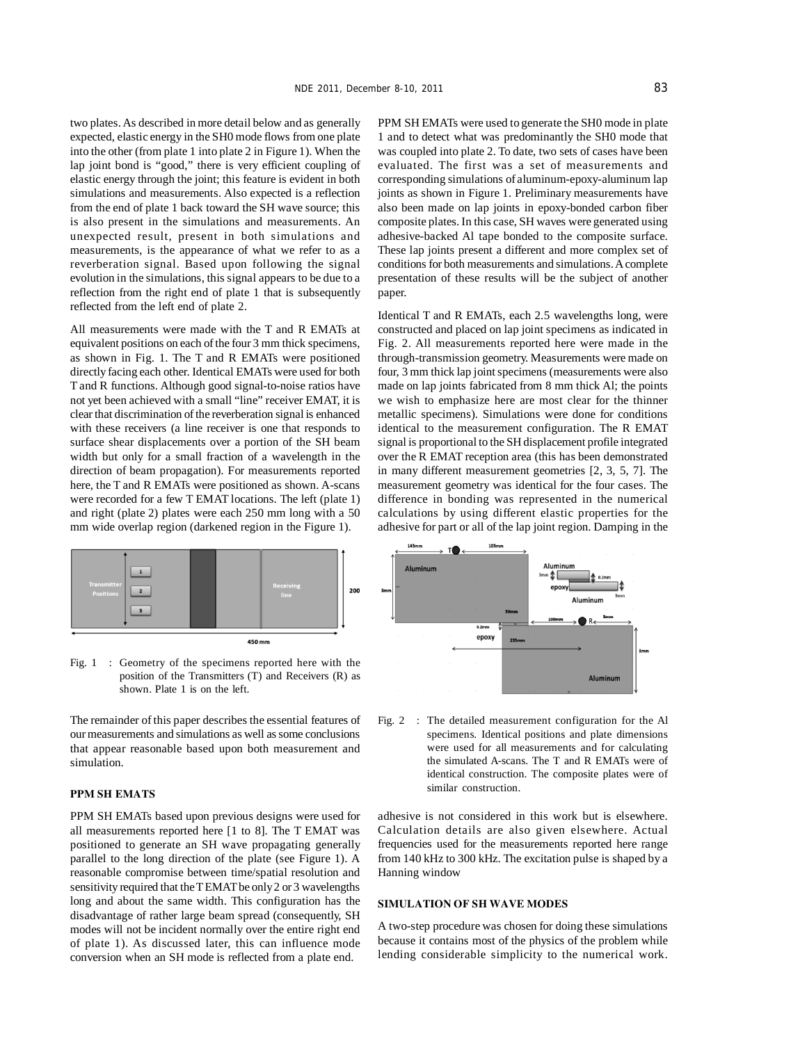two plates. As described in more detail below and as generally expected, elastic energy in the SH0 mode flows from one plate into the other (from plate 1 into plate 2 in Figure 1). When the lap joint bond is "good," there is very efficient coupling of elastic energy through the joint; this feature is evident in both simulations and measurements. Also expected is a reflection from the end of plate 1 back toward the SH wave source; this is also present in the simulations and measurements. An unexpected result, present in both simulations and measurements, is the appearance of what we refer to as a reverberation signal. Based upon following the signal evolution in the simulations, this signal appears to be due to a reflection from the right end of plate 1 that is subsequently reflected from the left end of plate 2.

All measurements were made with the T and R EMATs at equivalent positions on each of the four 3 mm thick specimens, as shown in Fig. 1. The T and R EMATs were positioned directly facing each other. Identical EMATs were used for both T and R functions. Although good signal-to-noise ratios have not yet been achieved with a small "line" receiver EMAT, it is clear that discrimination of the reverberation signal is enhanced with these receivers (a line receiver is one that responds to surface shear displacements over a portion of the SH beam width but only for a small fraction of a wavelength in the direction of beam propagation). For measurements reported here, the T and R EMATs were positioned as shown. A-scans were recorded for a few T EMAT locations. The left (plate 1) and right (plate 2) plates were each 250 mm long with a 50 mm wide overlap region (darkened region in the Figure 1).

Fig. 1 : Geometry of the specimens reported here with the position of the Transmitters (T) and Receivers (R) as shown. Plate 1 is on the left.

The remainder of this paper describes the essential features of our measurements and simulations as well as some conclusions that appear reasonable based upon both measurement and simulation.

## PPM SH EMATS

PPM SH EMATs based upon previous designs were used for all measurements reported here [1 to 8]. The T EMAT was positioned to generate an SH wave propagating generally parallel to the long direction of the plate (see Figure 1). A reasonable compromise between time/spatial resolution and sensitivity required that the T EMAT be only 2 or 3 wavelengths long and about the same width. This configuration has the disadvantage of rather large beam spread (consequently, SH modes will not be incident normally over the entire right end of plate 1). As discussed later, this can influence mode conversion when an SH mode is reflected from a plate end. PPM SH EMATs were used to generate the SH0 mode in plate 1 and to detect what was predominantly the SH0 mode that was coupled into plate 2. To date, two sets of cases have been evaluated. The first was a set of measurements and corresponding simulations of aluminum-epoxy-aluminum lap joints as shown in Figure 1. Preliminary measurements have also been made on lap joints in epoxy-bonded carbon fiber composite plates. In this case, SH waves were generated using adhesive-backed Al tape bonded to the composite surface. These lap joints present a different and more complex set of conditions for both measurements and simulations. A complete presentation of these results will be the subject of another paper.

Identical T and R EMATs, each 2.5 wavelengths long, were constructed and placed on lap joint specimens as indicated in Fig. 2. All measurements reported here were made in the through-transmission geometry. Measurements were made on four, 3 mm thick lap joint specimens (measurements were also made on lap joints fabricated from 8 mm thick Al; the points we wish to emphasize here are most clear for the thinner metallic specimens). Simulations were done for conditions identical to the measurement configuration. The R EMAT signal is proportional to the SH displacement profile integrated over the R EMAT reception area (this has been demonstrated in many different measurement geometries [2, 3, 5, 7]. The measurement geometry was identical for the four cases. The difference in bonding was represented in the numerical calculations by using different elastic properties for the adhesive for part or all of the lap joint region. Damping in the adhesive is not considered in this work but is elsewhere. Calculation details are also given elsewhere. Actual frequencies used for the measurements reported here range from 140 kHz to 300 kHz. The excitation pulse is shaped by a Hanning window

Fig. 2 : The detailed measurement configuration for the Al specimens. Identical positions and plate dimensions were used for all measurements and for calculating the simulated A-scans. The T and R EMATs were of identical construction. The composite plates were of similar construction.

## SIMULATION OF SH WAVE MODES

A two-step procedure was chosen for doing these simulations because it contains most of the physics of the problem while lending considerable simplicity to the numerical work.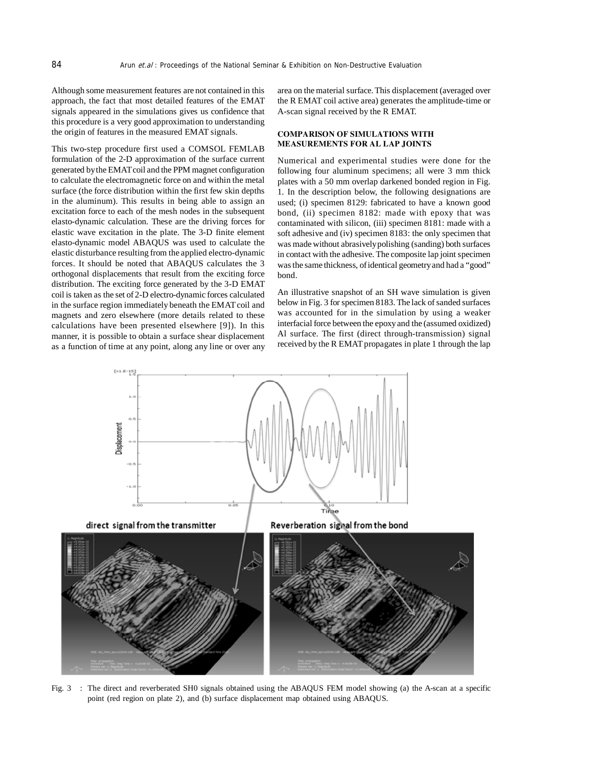Although some measurement features are not contained in this approach, the fact that most detailed features of the EMAT signals appeared in the simulations gives us confidence that this procedure is a very good approximation to understanding the origin of features in the measured EMAT signals.

This two-step procedure first used a COMSOL FEMLAB formulation of the 2-D approximation of the surface current generated by the EMAT coil and the PPM magnet configuration to calculate the electromagnetic force on and within the metal surface (the force distribution within the first few skin depths in the aluminum). This results in being able to assign an excitation force to each of the mesh nodes in the subsequent elasto-dynamic calculation. These are the driving forces for elastic wave excitation in the plate. The 3-D finite element elasto-dynamic model ABAQUS was used to calculate the elastic disturbance resulting from the applied electro-dynamic forces. It should be noted that ABAQUS calculates the 3 orthogonal displacements that result from the exciting force distribution. The exciting force generated by the 3-D EMAT coil is taken as the set of 2-D electro-dynamic forces calculated in the surface region immediately beneath the EMAT coil and magnets and zero elsewhere (more details related to these calculations have been presented elsewhere [9]). In this manner, it is possible to obtain a surface shear displacement as a function of time at any point, along any line or over any area on the material surface. This displacement (averaged over the R EMAT coil active area) generates the amplitude-time or A-scan signal received by the R EMAT.

## COMPARISON OF SIMULATIONS WITH MEASUREMENTS FOR AL LAP JOINTS

Numerical and experimental studies were done for the following four aluminum specimens; all were 3 mm thick plates with a 50 mm overlap darkened bonded region in Fig. 1. In the description below, the following designations are used; (i) specimen 8129: fabricated to have a known good bond, (ii) specimen 8182: made with epoxy that was contaminated with silicon, (iii) specimen 8181: made with a soft adhesive and (iv) specimen 8183: the only specimen that was made without abrasively polishing (sanding) both surfaces in contact with the adhesive. The composite lap joint specimen was the same thickness, of identical geometry and had a "good" bond.

An illustrative snapshot of an SH wave simulation is given below in Fig. 3 for specimen 8183. The lack of sanded surfaces was accounted for in the simulation by using a weaker interfacial force between the epoxy and the (assumed oxidized) Al surface. The first (direct through-transmission) signal received by the R EMAT propagates in plate 1 through the lap

Fig. 3 : The direct and reverberated SH0 signals obtained using the ABAQUS FEM model showing (a) the A-scan at a specific point (red region on plate 2), and (b) surface displacement map obtained using ABAQUS.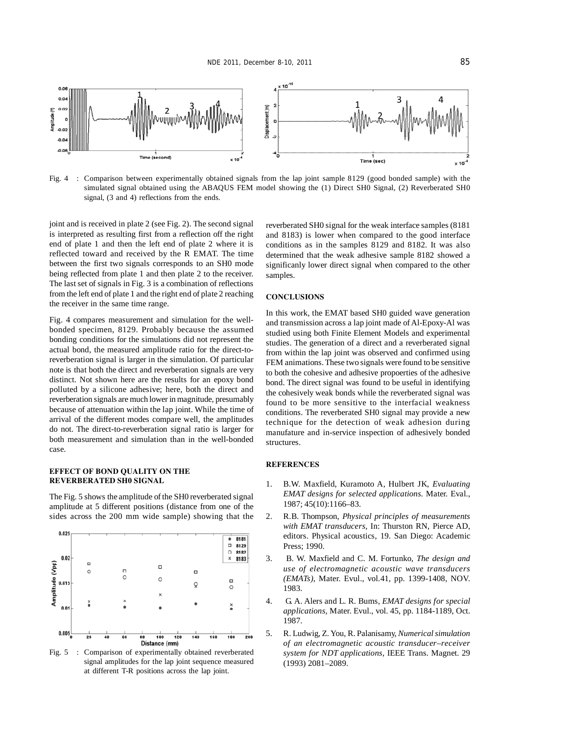Fig. 4 : Comparison between experimentally obtained signals from the lap joint sample 8129 (good bonded sample) with the simulated signal obtained using the ABAQUS FEM model showing the (1) Direct SH0 Signal, (2) Reverberated SH0 signal, (3 and 4) reflections from the ends.

joint and is received in plate 2 (see Fig. 2). The second signal is interpreted as resulting first from a reflection off the right end of plate 1 and then the left end of plate 2 where it is reflected toward and received by the R EMAT. The time between the first two signals corresponds to an SH0 mode being reflected from plate 1 and then plate 2 to the receiver. The last set of signals in Fig. 3 is a combination of reflections from the left end of plate 1 and the right end of plate 2 reaching the receiver in the same time range.

Fig. 4 compares measurement and simulation for the well-bonded specimen, 8129. Probably because the assumed bonding conditions for the simulations did not represent the actual bond, the measured amplitude ratio for the direct-to-reverberation signal is larger in the simulation. Of particular note is that both the direct and reverberation signals are very distinct. Not shown here are the results for an epoxy bond polluted by a silicone adhesive; here, both the direct and reverberation signals are much lower in magnitude, presumably because of attenuation within the lap joint. While the time of arrival of the different modes compare well, the amplitudes do not. The direct-to-reverberation signal ratio is larger for both measurement and simulation than in the well-bonded case.

## EFFECT OF BOND QUALITY ON THE REVERBERATED SH0 SIGNAL

The Fig. 5 shows the amplitude of the SH0 reverberated signal amplitude at 5 different positions (distance from one of the sides across the 200 mm wide sample) showing that the reverberated SH0 signal for the weak interface samples (8181 and 8183) is lower when compared to the good interface conditions as in the samples 8129 and 8182. It was also determined that the weak adhesive sample 8182 showed a significanly lower direct signal when compared to the other samples.

Fig. 5 : Comparison of experimentally obtained reverberated signal amplitudes for the lap joint sequence measured at different T-R positions across the lap joint.

## CONCLUSIONS

In this work, the EMAT based SH0 guided wave generation and transmission across a lap joint made of Al-Epoxy-Al was studied using both Finite Element Models and experimental studies. The generation of a direct and a reverberated signal from within the lap joint was observed and confirmed using FEM animations. These two signals were found to be sensitive to both the cohesive and adhesive propoerties of the adhesive bond. The direct signal was found to be useful in identifying the cohesively weak bonds while the reverberated signal was found to be more sensitive to the interfacial weakness conditions. The reverberated SH0 signal may provide a new technique for the detection of weak adhesion during manufature and in-service inspection of adhesively bonded structures.

## REFERENCES

1. B.W. Maxfield, Kuramoto A, Hulbert JK, *Evaluating EMAT designs for selected applications*. Mater. Eval., 1987; 45(10):1166–83.
2. R.B. Thompson, *Physical principles of measurements with EMAT transducers*, In: Thurston RN, Pierce AD, editors. Physical acoustics, 19. San Diego: Academic Press; 1990.
3. B. W. Maxfield and C. M. Fortunko, *The design and use of electromagnetic acoustic wave transducers (EMATs)*, Mater. Evul., vol.41, pp. 1399-1408, NOV. 1983.
4. G. A. Alers and L. R. Bums, *EMAT designs for special applications*, Mater. Evul., vol. 45, pp. 1184-1189, Oct. 1987.
5. R. Ludwig, Z. You, R. Palanisamy, *Numerical simulation of an electromagnetic acoustic transducer–receiver system for NDT applications*, IEEE Trans. Magnet. 29 (1993) 2081–2089.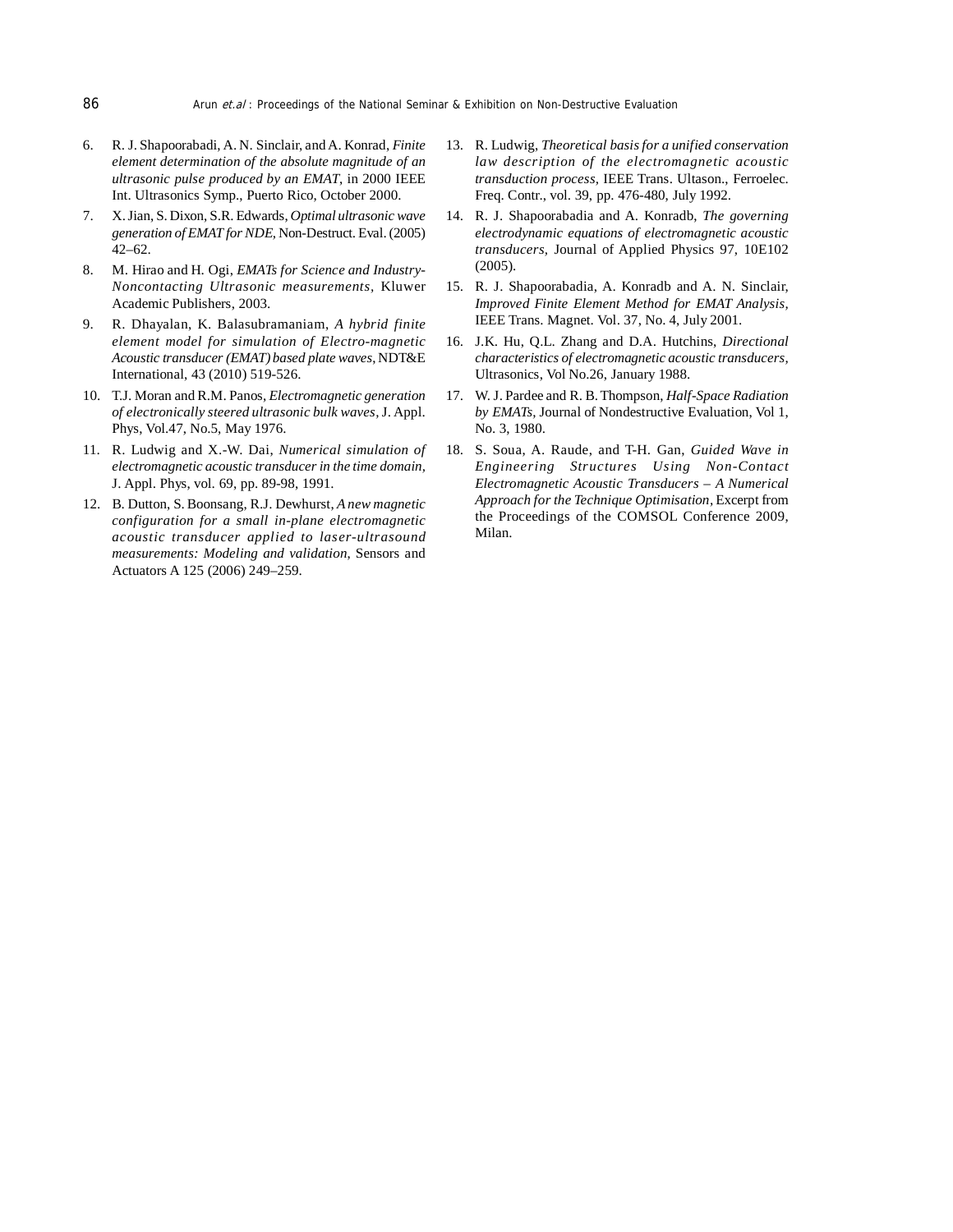6. R. J. Shapoorabadi, A. N. Sinclair, and A. Konrad, *Finite element determination of the absolute magnitude of an ultrasonic pulse produced by an EMAT*, in 2000 IEEE Int. Ultrasonics Symp., Puerto Rico, October 2000.
7. X. Jian, S. Dixon, S.R. Edwards, *Optimal ultrasonic wave generation of EMAT for NDE*, Non-Destruct. Eval. (2005) 42–62.
8. M. Hirao and H. Ogi, *EMATs for Science and Industry-Noncontacting Ultrasonic measurements*, Kluwer Academic Publishers, 2003.
9. R. Dhayalan, K. Balasubramaniam, *A hybrid finite element model for simulation of Electro-magnetic Acoustic transducer (EMAT) based plate waves*, NDT&E International, 43 (2010) 519-526.
10. T.J. Moran and R.M. Panos, *Electromagnetic generation of electronically steered ultrasonic bulk waves*, J. Appl. Phys, Vol.47, No.5, May 1976.
11. R. Ludwig and X.-W. Dai, *Numerical simulation of electromagnetic acoustic transducer in the time domain*, J. Appl. Phys, vol. 69, pp. 89-98, 1991.
12. B. Dutton, S. Boonsang, R.J. Dewhurst, *A new magnetic configuration for a small in-plane electromagnetic acoustic transducer applied to laser-ultrasound measurements: Modeling and validation*, Sensors and Actuators A 125 (2006) 249–259.
13. R. Ludwig, *Theoretical basis for a unified conservation law description of the electromagnetic acoustic transduction process*, IEEE Trans. Ultason., Ferroelec. Freq. Contr., vol. 39, pp. 476-480, July 1992.
14. R. J. Shapoorabadia and A. Konradb, *The governing electrodynamic equations of electromagnetic acoustic transducers*, Journal of Applied Physics 97, 10E102 (2005).
15. R. J. Shapoorabadia, A. Konradb and A. N. Sinclair, *Improved Finite Element Method for EMAT Analysis*, IEEE Trans. Magnet. Vol. 37, No. 4, July 2001.
16. J.K. Hu, Q.L. Zhang and D.A. Hutchins, *Directional characteristics of electromagnetic acoustic transducers*, Ultrasonics, Vol No.26, January 1988.
17. W. J. Pardee and R. B. Thompson, *Half-Space Radiation by EMATs*, Journal of Nondestructive Evaluation, Vol 1, No. 3, 1980.
18. S. Soua, A. Raude, and T-H. Gan, *Guided Wave in Engineering Structures Using Non-Contact Electromagnetic Acoustic Transducers – A Numerical Approach for the Technique Optimisation*, Excerpt from the Proceedings of the COMSOL Conference 2009, Milan.